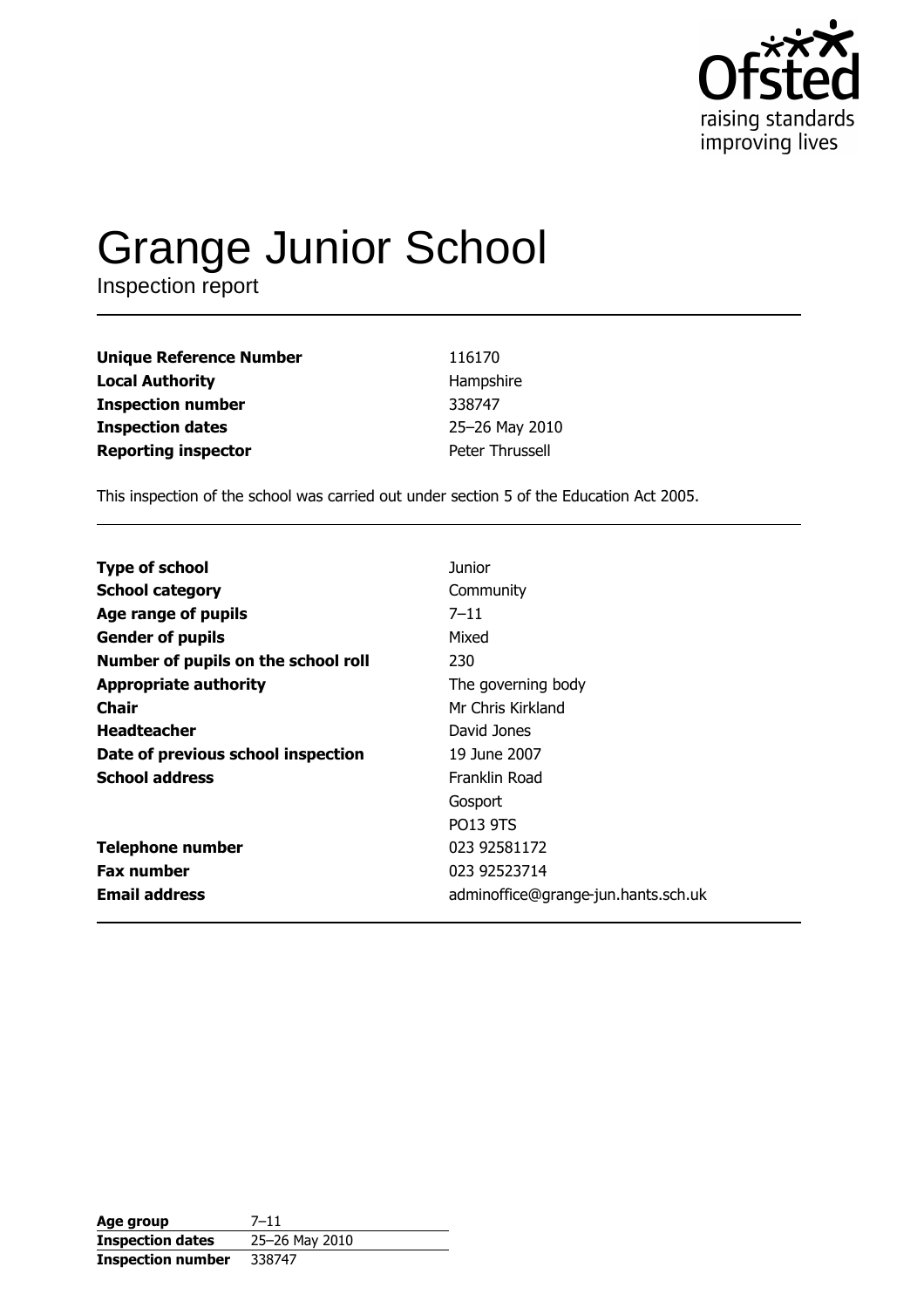Ofsted
raising standards
improving lives

# Grange Junior School

Inspection report

| | |
|---|---|
| **Unique Reference Number** | 116170 |
| **Local Authority** | Hampshire |
| **Inspection number** | 338747 |
| **Inspection dates** | 25–26 May 2010 |
| **Reporting inspector** | Peter Thrussell |

This inspection of the school was carried out under section 5 of the Education Act 2005.

| | |
|---|---|
| **Type of school** | Junior |
| **School category** | Community |
| **Age range of pupils** | 7–11 |
| **Gender of pupils** | Mixed |
| **Number of pupils on the school roll** | 230 |
| **Appropriate authority** | The governing body |
| **Chair** | Mr Chris Kirkland |
| **Headteacher** | David Jones |
| **Date of previous school inspection** | 19 June 2007 |
| **School address** | Franklin Road<br>Gosport<br>PO13 9TS |
| **Telephone number** | 023 92581172 |
| **Fax number** | 023 92523714 |
| **Email address** | adminoffice@grange-jun.hants.sch.uk |

| | |
|---|---|
| **Age group** | 7–11 |
| **Inspection dates** | 25–26 May 2010 |
| **Inspection number** | 338747 |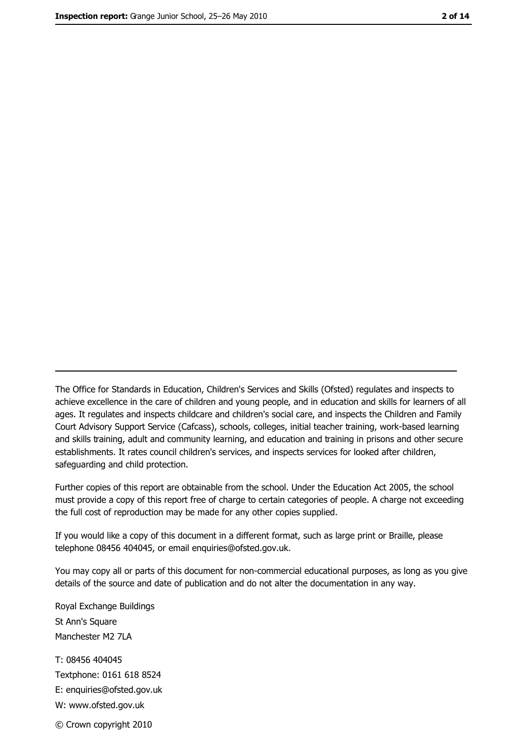The Office for Standards in Education, Children's Services and Skills (Ofsted) regulates and inspects to achieve excellence in the care of children and young people, and in education and skills for learners of all ages. It regulates and inspects childcare and children's social care, and inspects the Children and Family Court Advisory Support Service (Cafcass), schools, colleges, initial teacher training, work-based learning and skills training, adult and community learning, and education and training in prisons and other secure establishments. It rates council children's services, and inspects services for looked after children, safeguarding and child protection.

Further copies of this report are obtainable from the school. Under the Education Act 2005, the school must provide a copy of this report free of charge to certain categories of people. A charge not exceeding the full cost of reproduction may be made for any other copies supplied.

If you would like a copy of this document in a different format, such as large print or Braille, please telephone 08456 404045, or email enquiries@ofsted.gov.uk.

You may copy all or parts of this document for non-commercial educational purposes, as long as you give details of the source and date of publication and do not alter the documentation in any way.

Royal Exchange Buildings
St Ann's Square
Manchester M2 7LA

T: 08456 404045
Textphone: 0161 618 8524
E: enquiries@ofsted.gov.uk
W: www.ofsted.gov.uk

© Crown copyright 2010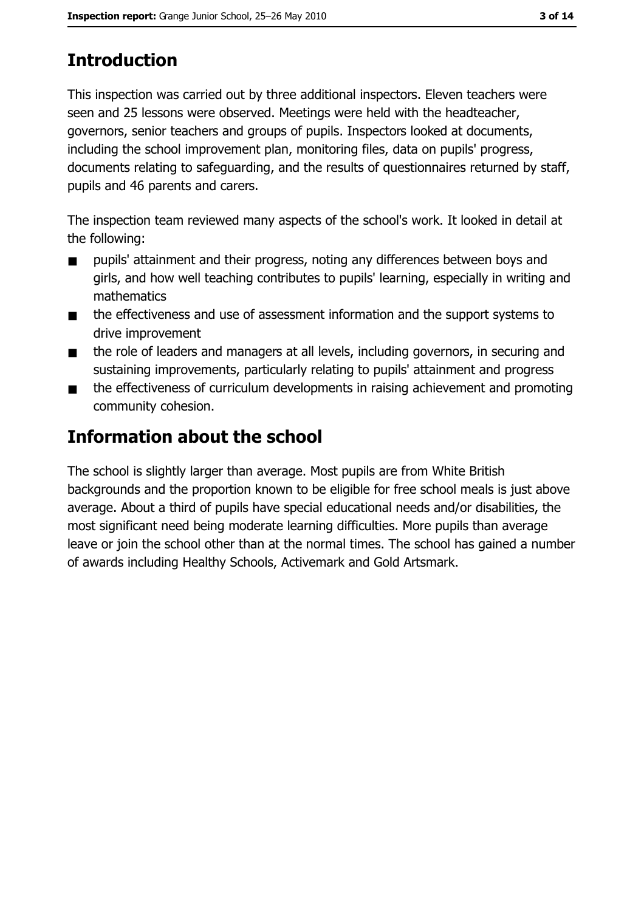## Introduction

This inspection was carried out by three additional inspectors. Eleven teachers were seen and 25 lessons were observed. Meetings were held with the headteacher, governors, senior teachers and groups of pupils. Inspectors looked at documents, including the school improvement plan, monitoring files, data on pupils' progress, documents relating to safeguarding, and the results of questionnaires returned by staff, pupils and 46 parents and carers.

The inspection team reviewed many aspects of the school's work. It looked in detail at the following:

- pupils' attainment and their progress, noting any differences between boys and girls, and how well teaching contributes to pupils' learning, especially in writing and mathematics
- the effectiveness and use of assessment information and the support systems to drive improvement
- the role of leaders and managers at all levels, including governors, in securing and sustaining improvements, particularly relating to pupils' attainment and progress
- the effectiveness of curriculum developments in raising achievement and promoting community cohesion.

## Information about the school

The school is slightly larger than average. Most pupils are from White British backgrounds and the proportion known to be eligible for free school meals is just above average. About a third of pupils have special educational needs and/or disabilities, the most significant need being moderate learning difficulties. More pupils than average leave or join the school other than at the normal times. The school has gained a number of awards including Healthy Schools, Activemark and Gold Artsmark.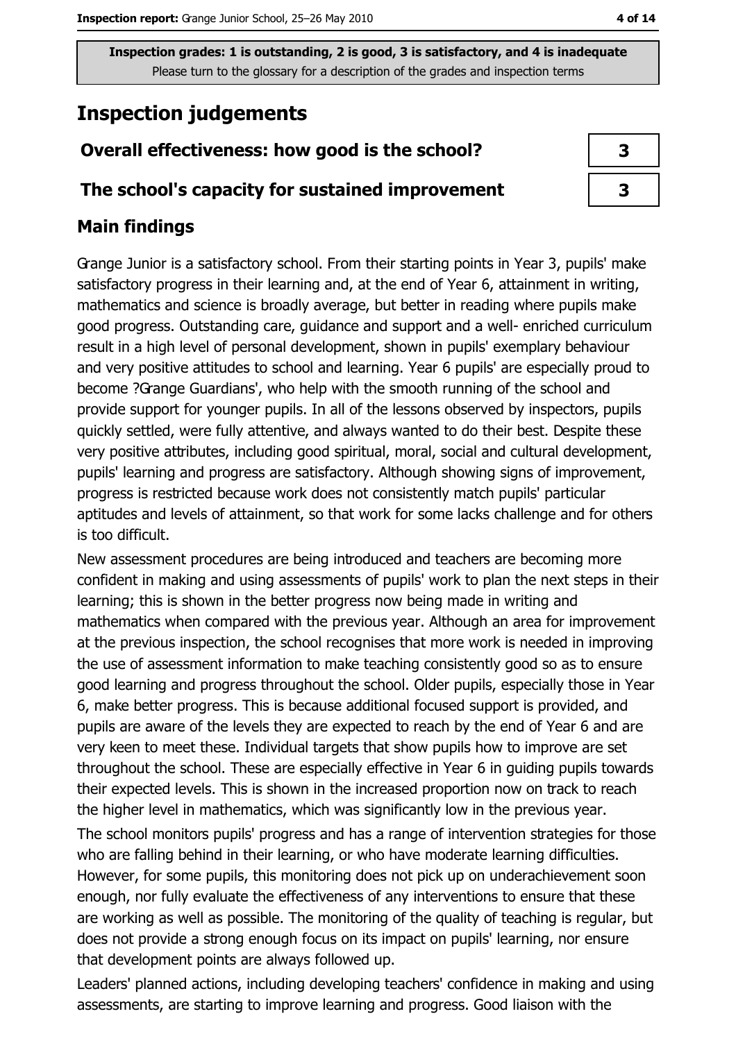Inspection grades: 1 is outstanding, 2 is good, 3 is satisfactory, and 4 is inadequate
Please turn to the glossary for a description of the grades and inspection terms

# Inspection judgements

| Overall effectiveness: how good is the school? | 3 |
|---|---|
| The school's capacity for sustained improvement | 3 |

## Main findings

Grange Junior is a satisfactory school. From their starting points in Year 3, pupils' make satisfactory progress in their learning and, at the end of Year 6, attainment in writing, mathematics and science is broadly average, but better in reading where pupils make good progress. Outstanding care, guidance and support and a well- enriched curriculum result in a high level of personal development, shown in pupils' exemplary behaviour and very positive attitudes to school and learning. Year 6 pupils' are especially proud to become ?Grange Guardians', who help with the smooth running of the school and provide support for younger pupils. In all of the lessons observed by inspectors, pupils quickly settled, were fully attentive, and always wanted to do their best. Despite these very positive attributes, including good spiritual, moral, social and cultural development, pupils' learning and progress are satisfactory. Although showing signs of improvement, progress is restricted because work does not consistently match pupils' particular aptitudes and levels of attainment, so that work for some lacks challenge and for others is too difficult.

New assessment procedures are being introduced and teachers are becoming more confident in making and using assessments of pupils' work to plan the next steps in their learning; this is shown in the better progress now being made in writing and mathematics when compared with the previous year. Although an area for improvement at the previous inspection, the school recognises that more work is needed in improving the use of assessment information to make teaching consistently good so as to ensure good learning and progress throughout the school. Older pupils, especially those in Year 6, make better progress. This is because additional focused support is provided, and pupils are aware of the levels they are expected to reach by the end of Year 6 and are very keen to meet these. Individual targets that show pupils how to improve are set throughout the school. These are especially effective in Year 6 in guiding pupils towards their expected levels. This is shown in the increased proportion now on track to reach the higher level in mathematics, which was significantly low in the previous year.

The school monitors pupils' progress and has a range of intervention strategies for those who are falling behind in their learning, or who have moderate learning difficulties. However, for some pupils, this monitoring does not pick up on underachievement soon enough, nor fully evaluate the effectiveness of any interventions to ensure that these are working as well as possible. The monitoring of the quality of teaching is regular, but does not provide a strong enough focus on its impact on pupils' learning, nor ensure that development points are always followed up.

Leaders' planned actions, including developing teachers' confidence in making and using assessments, are starting to improve learning and progress. Good liaison with the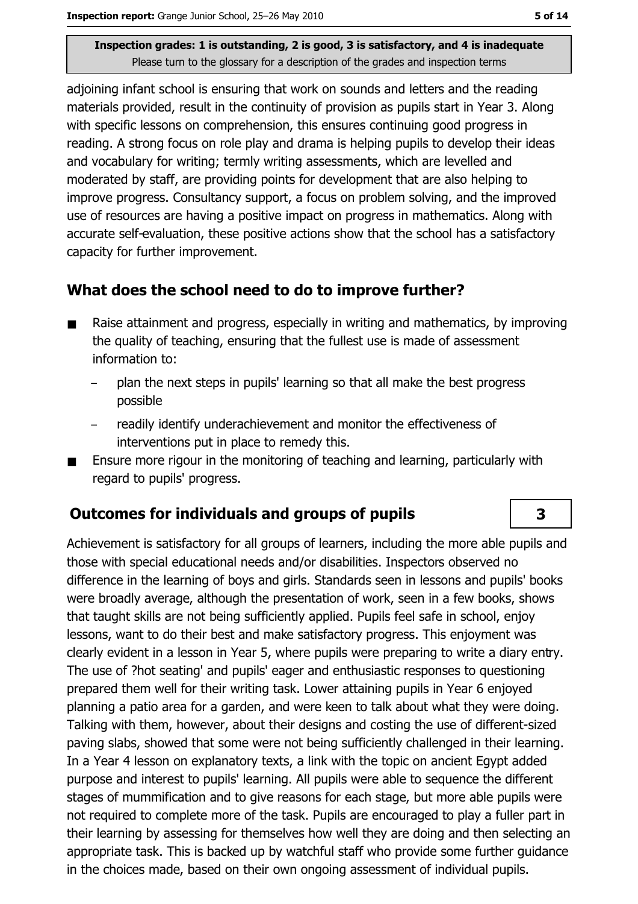adjoining infant school is ensuring that work on sounds and letters and the reading materials provided, result in the continuity of provision as pupils start in Year 3. Along with specific lessons on comprehension, this ensures continuing good progress in reading. A strong focus on role play and drama is helping pupils to develop their ideas and vocabulary for writing; termly writing assessments, which are levelled and moderated by staff, are providing points for development that are also helping to improve progress. Consultancy support, a focus on problem solving, and the improved use of resources are having a positive impact on progress in mathematics. Along with accurate self-evaluation, these positive actions show that the school has a satisfactory capacity for further improvement.

## What does the school need to do to improve further?

- Raise attainment and progress, especially in writing and mathematics, by improving the quality of teaching, ensuring that the fullest use is made of assessment information to:
  - plan the next steps in pupils' learning so that all make the best progress possible
  - readily identify underachievement and monitor the effectiveness of interventions put in place to remedy this.
- Ensure more rigour in the monitoring of teaching and learning, particularly with regard to pupils' progress.

## Outcomes for individuals and groups of pupils

**3**

Achievement is satisfactory for all groups of learners, including the more able pupils and those with special educational needs and/or disabilities. Inspectors observed no difference in the learning of boys and girls. Standards seen in lessons and pupils' books were broadly average, although the presentation of work, seen in a few books, shows that taught skills are not being sufficiently applied. Pupils feel safe in school, enjoy lessons, want to do their best and make satisfactory progress. This enjoyment was clearly evident in a lesson in Year 5, where pupils were preparing to write a diary entry. The use of ?hot seating' and pupils' eager and enthusiastic responses to questioning prepared them well for their writing task. Lower attaining pupils in Year 6 enjoyed planning a patio area for a garden, and were keen to talk about what they were doing. Talking with them, however, about their designs and costing the use of different-sized paving slabs, showed that some were not being sufficiently challenged in their learning. In a Year 4 lesson on explanatory texts, a link with the topic on ancient Egypt added purpose and interest to pupils' learning. All pupils were able to sequence the different stages of mummification and to give reasons for each stage, but more able pupils were not required to complete more of the task. Pupils are encouraged to play a fuller part in their learning by assessing for themselves how well they are doing and then selecting an appropriate task. This is backed up by watchful staff who provide some further guidance in the choices made, based on their own ongoing assessment of individual pupils.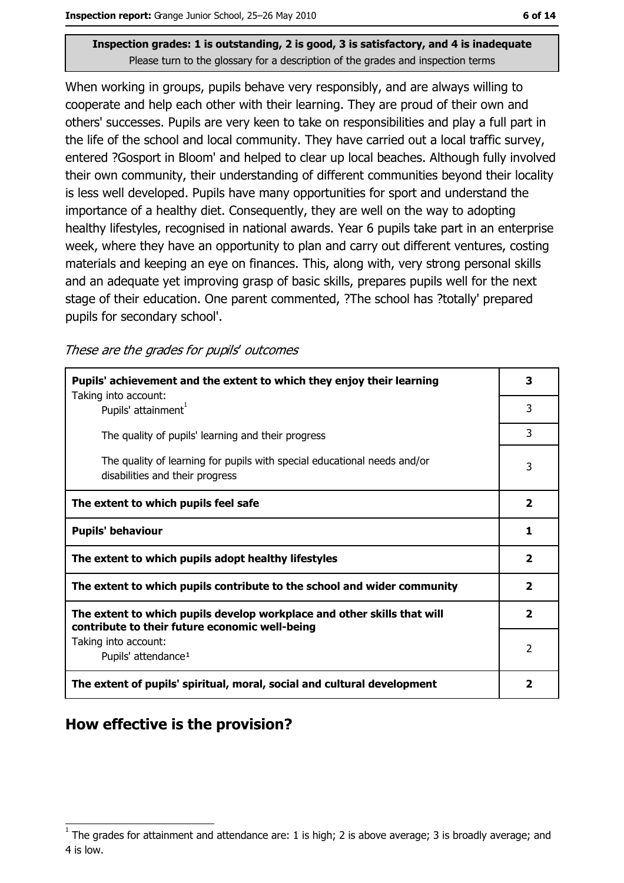Inspection grades: 1 is outstanding, 2 is good, 3 is satisfactory, and 4 is inadequate
Please turn to the glossary for a description of the grades and inspection terms

When working in groups, pupils behave very responsibly, and are always willing to cooperate and help each other with their learning. They are proud of their own and others' successes. Pupils are very keen to take on responsibilities and play a full part in the life of the school and local community. They have carried out a local traffic survey, entered ?Gosport in Bloom' and helped to clear up local beaches. Although fully involved their own community, their understanding of different communities beyond their locality is less well developed. Pupils have many opportunities for sport and understand the importance of a healthy diet. Consequently, they are well on the way to adopting healthy lifestyles, recognised in national awards. Year 6 pupils take part in an enterprise week, where they have an opportunity to plan and carry out different ventures, costing materials and keeping an eye on finances. This, along with, very strong personal skills and an adequate yet improving grasp of basic skills, prepares pupils well for the next stage of their education. One parent commented, ?The school has ?totally' prepared pupils for secondary school'.

*These are the grades for pupils' outcomes*

| | |
|---|---|
| **Pupils' achievement and the extent to which they enjoy their learning** | **3** |
| Taking into account: Pupils' attainment[1] | 3 |
| The quality of pupils' learning and their progress | 3 |
| The quality of learning for pupils with special educational needs and/or disabilities and their progress | 3 |
| **The extent to which pupils feel safe** | **2** |
| **Pupils' behaviour** | **1** |
| **The extent to which pupils adopt healthy lifestyles** | **2** |
| **The extent to which pupils contribute to the school and wider community** | **2** |
| **The extent to which pupils develop workplace and other skills that will contribute to their future economic well-being** | **2** |
| Taking into account: Pupils' attendance[1] | 2 |
| **The extent of pupils' spiritual, moral, social and cultural development** | **2** |

## How effective is the provision?

[1] The grades for attainment and attendance are: 1 is high; 2 is above average; 3 is broadly average; and 4 is low.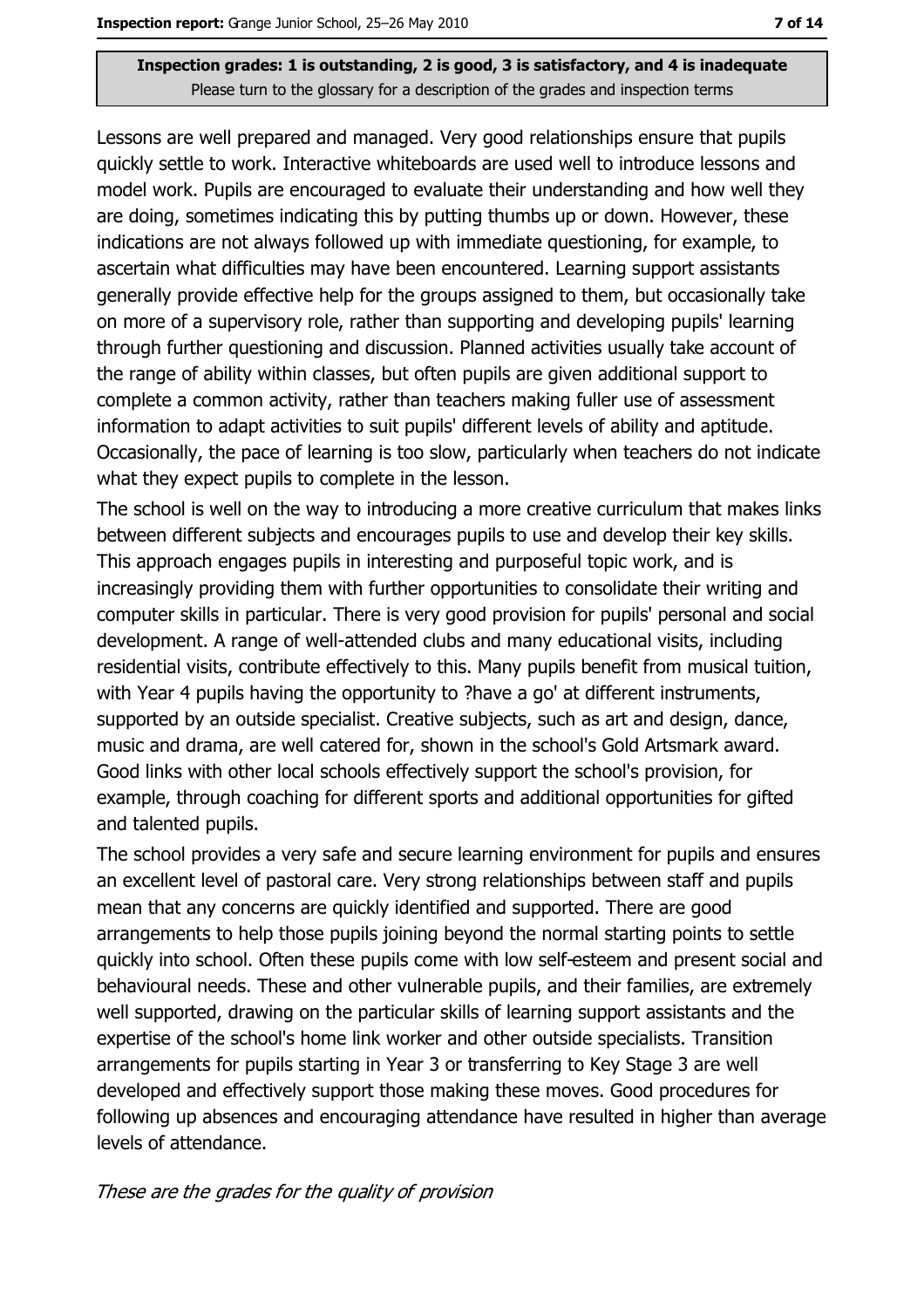**Inspection grades: 1 is outstanding, 2 is good, 3 is satisfactory, and 4 is inadequate**
Please turn to the glossary for a description of the grades and inspection terms

Lessons are well prepared and managed. Very good relationships ensure that pupils quickly settle to work. Interactive whiteboards are used well to introduce lessons and model work. Pupils are encouraged to evaluate their understanding and how well they are doing, sometimes indicating this by putting thumbs up or down. However, these indications are not always followed up with immediate questioning, for example, to ascertain what difficulties may have been encountered. Learning support assistants generally provide effective help for the groups assigned to them, but occasionally take on more of a supervisory role, rather than supporting and developing pupils' learning through further questioning and discussion. Planned activities usually take account of the range of ability within classes, but often pupils are given additional support to complete a common activity, rather than teachers making fuller use of assessment information to adapt activities to suit pupils' different levels of ability and aptitude. Occasionally, the pace of learning is too slow, particularly when teachers do not indicate what they expect pupils to complete in the lesson.

The school is well on the way to introducing a more creative curriculum that makes links between different subjects and encourages pupils to use and develop their key skills. This approach engages pupils in interesting and purposeful topic work, and is increasingly providing them with further opportunities to consolidate their writing and computer skills in particular. There is very good provision for pupils' personal and social development. A range of well-attended clubs and many educational visits, including residential visits, contribute effectively to this. Many pupils benefit from musical tuition, with Year 4 pupils having the opportunity to ?have a go' at different instruments, supported by an outside specialist. Creative subjects, such as art and design, dance, music and drama, are well catered for, shown in the school's Gold Artsmark award. Good links with other local schools effectively support the school's provision, for example, through coaching for different sports and additional opportunities for gifted and talented pupils.

The school provides a very safe and secure learning environment for pupils and ensures an excellent level of pastoral care. Very strong relationships between staff and pupils mean that any concerns are quickly identified and supported. There are good arrangements to help those pupils joining beyond the normal starting points to settle quickly into school. Often these pupils come with low self-esteem and present social and behavioural needs. These and other vulnerable pupils, and their families, are extremely well supported, drawing on the particular skills of learning support assistants and the expertise of the school's home link worker and other outside specialists. Transition arrangements for pupils starting in Year 3 or transferring to Key Stage 3 are well developed and effectively support those making these moves. Good procedures for following up absences and encouraging attendance have resulted in higher than average levels of attendance.

*These are the grades for the quality of provision*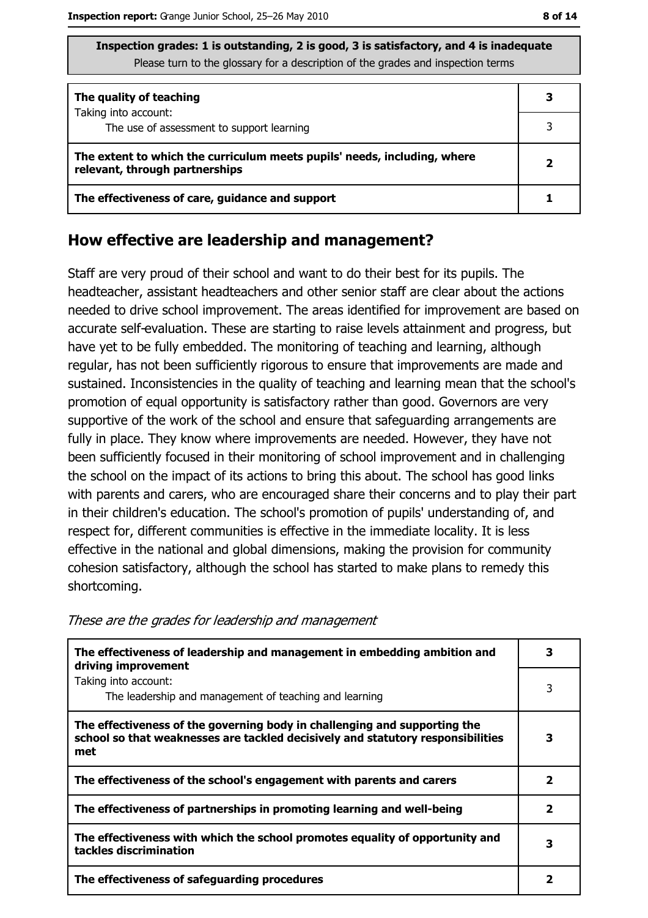**Inspection grades: 1 is outstanding, 2 is good, 3 is satisfactory, and 4 is inadequate**
Please turn to the glossary for a description of the grades and inspection terms

| | |
|---|---|
| **The quality of teaching** | **3** |
| Taking into account: The use of assessment to support learning | 3 |
| **The extent to which the curriculum meets pupils' needs, including, where relevant, through partnerships** | **2** |
| **The effectiveness of care, guidance and support** | **1** |

## How effective are leadership and management?

Staff are very proud of their school and want to do their best for its pupils. The headteacher, assistant headteachers and other senior staff are clear about the actions needed to drive school improvement. The areas identified for improvement are based on accurate self-evaluation. These are starting to raise levels attainment and progress, but have yet to be fully embedded. The monitoring of teaching and learning, although regular, has not been sufficiently rigorous to ensure that improvements are made and sustained. Inconsistencies in the quality of teaching and learning mean that the school's promotion of equal opportunity is satisfactory rather than good. Governors are very supportive of the work of the school and ensure that safeguarding arrangements are fully in place. They know where improvements are needed. However, they have not been sufficiently focused in their monitoring of school improvement and in challenging the school on the impact of its actions to bring this about. The school has good links with parents and carers, who are encouraged share their concerns and to play their part in their children's education. The school's promotion of pupils' understanding of, and respect for, different communities is effective in the immediate locality. It is less effective in the national and global dimensions, making the provision for community cohesion satisfactory, although the school has started to make plans to remedy this shortcoming.

*These are the grades for leadership and management*

| | |
|---|---|
| **The effectiveness of leadership and management in embedding ambition and driving improvement** | **3** |
| Taking into account: The leadership and management of teaching and learning | 3 |
| **The effectiveness of the governing body in challenging and supporting the school so that weaknesses are tackled decisively and statutory responsibilities met** | **3** |
| **The effectiveness of the school's engagement with parents and carers** | **2** |
| **The effectiveness of partnerships in promoting learning and well-being** | **2** |
| **The effectiveness with which the school promotes equality of opportunity and tackles discrimination** | **3** |
| **The effectiveness of safeguarding procedures** | **2** |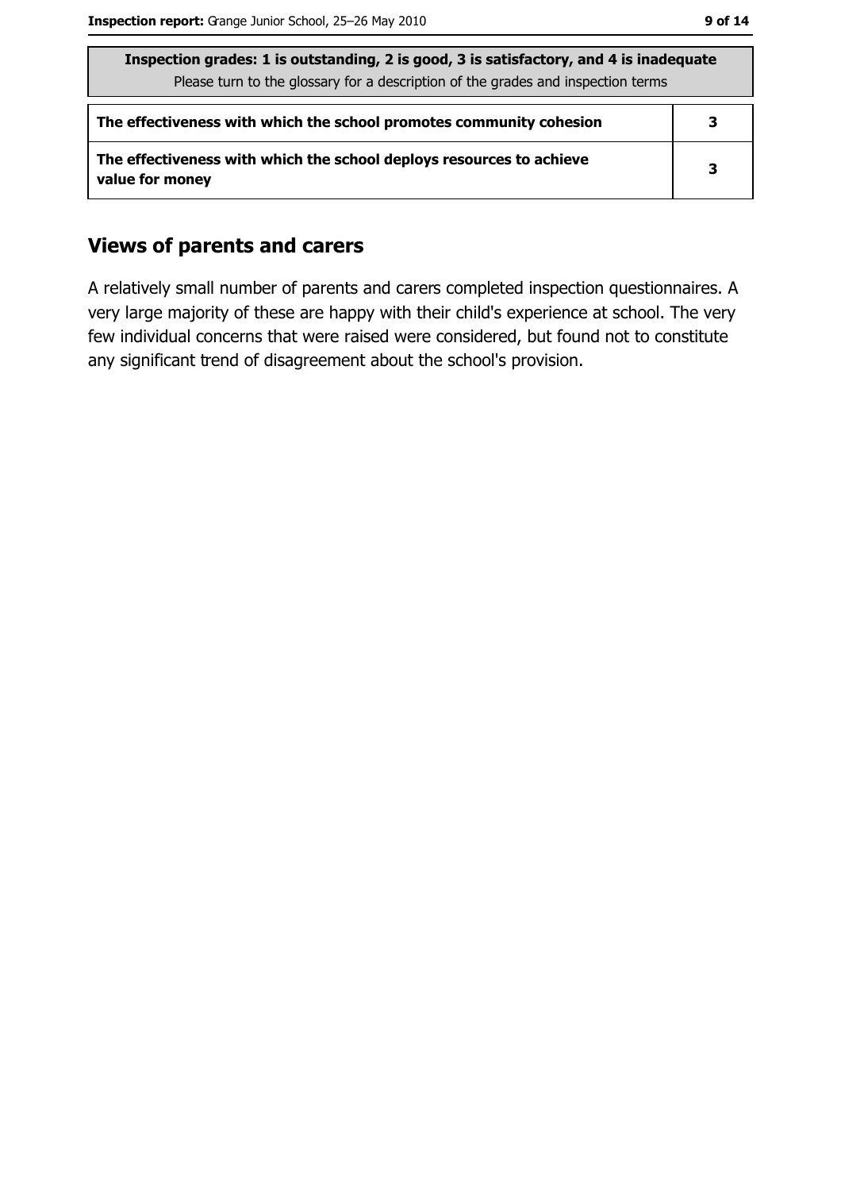| Inspection grades: 1 is outstanding, 2 is good, 3 is satisfactory, and 4 is inadequate<br>Please turn to the glossary for a description of the grades and inspection terms | |
|---|---|
| **The effectiveness with which the school promotes community cohesion** | **3** |
| **The effectiveness with which the school deploys resources to achieve value for money** | **3** |

## Views of parents and carers

A relatively small number of parents and carers completed inspection questionnaires. A very large majority of these are happy with their child's experience at school. The very few individual concerns that were raised were considered, but found not to constitute any significant trend of disagreement about the school's provision.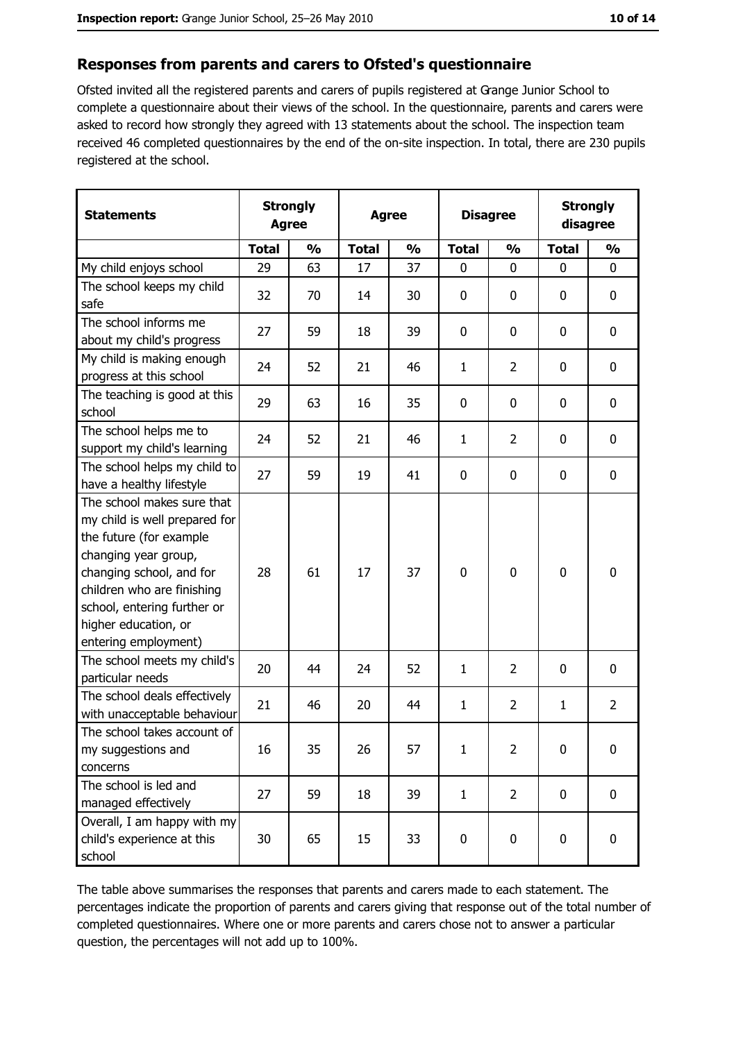## Responses from parents and carers to Ofsted's questionnaire

Ofsted invited all the registered parents and carers of pupils registered at Grange Junior School to complete a questionnaire about their views of the school. In the questionnaire, parents and carers were asked to record how strongly they agreed with 13 statements about the school. The inspection team received 46 completed questionnaires by the end of the on-site inspection. In total, there are 230 pupils registered at the school.

| Statements | Strongly Agree | | Agree | | Disagree | | Strongly disagree | |
|---|---|---|---|---|---|---|---|---|
| | **Total** | **%** | **Total** | **%** | **Total** | **%** | **Total** | **%** |
| My child enjoys school | 29 | 63 | 17 | 37 | 0 | 0 | 0 | 0 |
| The school keeps my child safe | 32 | 70 | 14 | 30 | 0 | 0 | 0 | 0 |
| The school informs me about my child's progress | 27 | 59 | 18 | 39 | 0 | 0 | 0 | 0 |
| My child is making enough progress at this school | 24 | 52 | 21 | 46 | 1 | 2 | 0 | 0 |
| The teaching is good at this school | 29 | 63 | 16 | 35 | 0 | 0 | 0 | 0 |
| The school helps me to support my child's learning | 24 | 52 | 21 | 46 | 1 | 2 | 0 | 0 |
| The school helps my child to have a healthy lifestyle | 27 | 59 | 19 | 41 | 0 | 0 | 0 | 0 |
| The school makes sure that my child is well prepared for the future (for example changing year group, changing school, and for children who are finishing school, entering further or higher education, or entering employment) | 28 | 61 | 17 | 37 | 0 | 0 | 0 | 0 |
| The school meets my child's particular needs | 20 | 44 | 24 | 52 | 1 | 2 | 0 | 0 |
| The school deals effectively with unacceptable behaviour | 21 | 46 | 20 | 44 | 1 | 2 | 1 | 2 |
| The school takes account of my suggestions and concerns | 16 | 35 | 26 | 57 | 1 | 2 | 0 | 0 |
| The school is led and managed effectively | 27 | 59 | 18 | 39 | 1 | 2 | 0 | 0 |
| Overall, I am happy with my child's experience at this school | 30 | 65 | 15 | 33 | 0 | 0 | 0 | 0 |

The table above summarises the responses that parents and carers made to each statement. The percentages indicate the proportion of parents and carers giving that response out of the total number of completed questionnaires. Where one or more parents and carers chose not to answer a particular question, the percentages will not add up to 100%.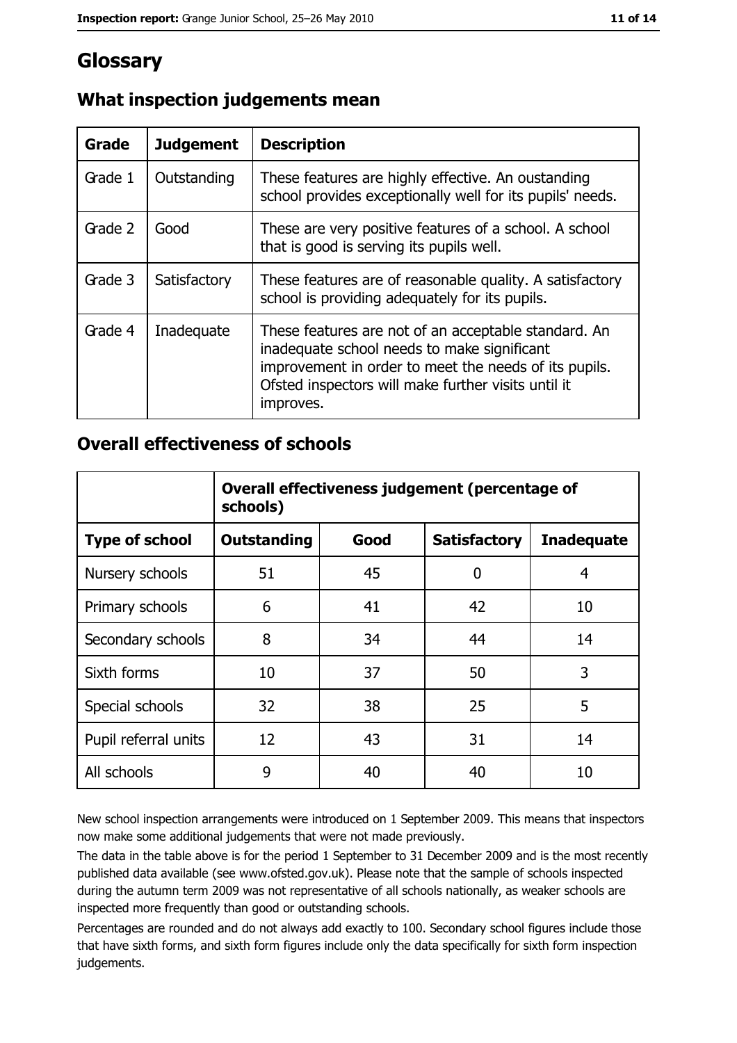# Glossary

## What inspection judgements mean

| Grade | Judgement | Description |
|---|---|---|
| Grade 1 | Outstanding | These features are highly effective. An oustanding school provides exceptionally well for its pupils' needs. |
| Grade 2 | Good | These are very positive features of a school. A school that is good is serving its pupils well. |
| Grade 3 | Satisfactory | These features are of reasonable quality. A satisfactory school is providing adequately for its pupils. |
| Grade 4 | Inadequate | These features are not of an acceptable standard. An inadequate school needs to make significant improvement in order to meet the needs of its pupils. Ofsted inspectors will make further visits until it improves. |

## Overall effectiveness of schools

| | Overall effectiveness judgement (percentage of schools) | | | |
|---|---|---|---|---|
| **Type of school** | **Outstanding** | **Good** | **Satisfactory** | **Inadequate** |
| Nursery schools | 51 | 45 | 0 | 4 |
| Primary schools | 6 | 41 | 42 | 10 |
| Secondary schools | 8 | 34 | 44 | 14 |
| Sixth forms | 10 | 37 | 50 | 3 |
| Special schools | 32 | 38 | 25 | 5 |
| Pupil referral units | 12 | 43 | 31 | 14 |
| All schools | 9 | 40 | 40 | 10 |

New school inspection arrangements were introduced on 1 September 2009. This means that inspectors now make some additional judgements that were not made previously.

The data in the table above is for the period 1 September to 31 December 2009 and is the most recently published data available (see www.ofsted.gov.uk). Please note that the sample of schools inspected during the autumn term 2009 was not representative of all schools nationally, as weaker schools are inspected more frequently than good or outstanding schools.

Percentages are rounded and do not always add exactly to 100. Secondary school figures include those that have sixth forms, and sixth form figures include only the data specifically for sixth form inspection judgements.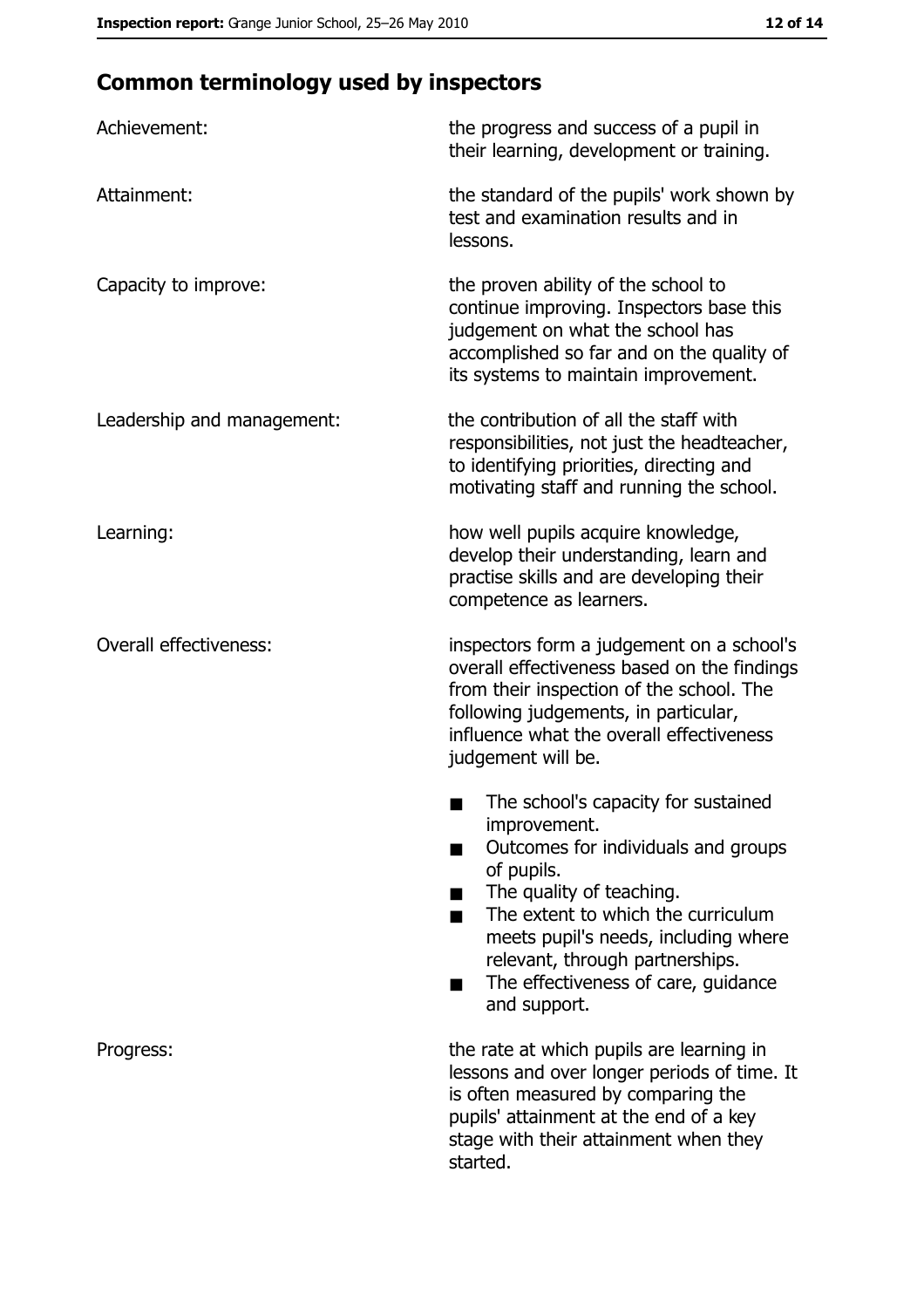## Common terminology used by inspectors

**Achievement:** the progress and success of a pupil in their learning, development or training.

**Attainment:** the standard of the pupils' work shown by test and examination results and in lessons.

**Capacity to improve:** the proven ability of the school to continue improving. Inspectors base this judgement on what the school has accomplished so far and on the quality of its systems to maintain improvement.

**Leadership and management:** the contribution of all the staff with responsibilities, not just the headteacher, to identifying priorities, directing and motivating staff and running the school.

**Learning:** how well pupils acquire knowledge, develop their understanding, learn and practise skills and are developing their competence as learners.

**Overall effectiveness:** inspectors form a judgement on a school's overall effectiveness based on the findings from their inspection of the school. The following judgements, in particular, influence what the overall effectiveness judgement will be.

- The school's capacity for sustained improvement.
- Outcomes for individuals and groups of pupils.
- The quality of teaching.
- The extent to which the curriculum meets pupil's needs, including where relevant, through partnerships.
- The effectiveness of care, guidance and support.

**Progress:** the rate at which pupils are learning in lessons and over longer periods of time. It is often measured by comparing the pupils' attainment at the end of a key stage with their attainment when they started.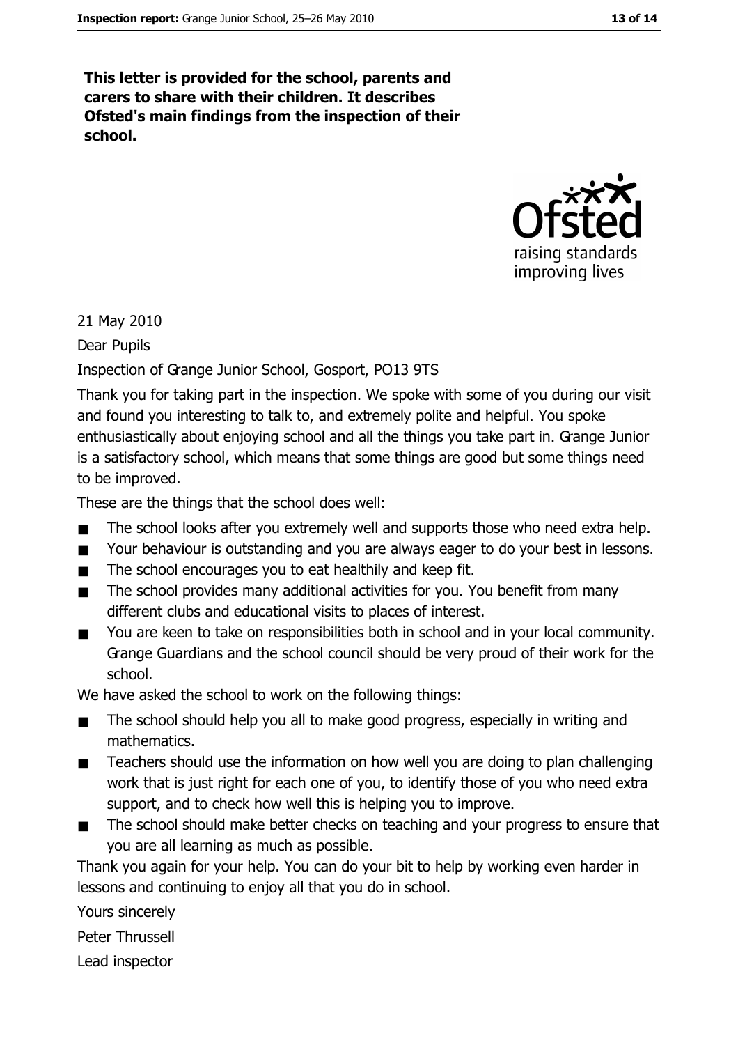**This letter is provided for the school, parents and carers to share with their children. It describes Ofsted's main findings from the inspection of their school.**

21 May 2010

Dear Pupils

Inspection of Grange Junior School, Gosport, PO13 9TS

Thank you for taking part in the inspection. We spoke with some of you during our visit and found you interesting to talk to, and extremely polite and helpful. You spoke enthusiastically about enjoying school and all the things you take part in. Grange Junior is a satisfactory school, which means that some things are good but some things need to be improved.

These are the things that the school does well:

- The school looks after you extremely well and supports those who need extra help.
- Your behaviour is outstanding and you are always eager to do your best in lessons.
- The school encourages you to eat healthily and keep fit.
- The school provides many additional activities for you. You benefit from many different clubs and educational visits to places of interest.
- You are keen to take on responsibilities both in school and in your local community. Grange Guardians and the school council should be very proud of their work for the school.

We have asked the school to work on the following things:

- The school should help you all to make good progress, especially in writing and mathematics.
- Teachers should use the information on how well you are doing to plan challenging work that is just right for each one of you, to identify those of you who need extra support, and to check how well this is helping you to improve.
- The school should make better checks on teaching and your progress to ensure that you are all learning as much as possible.

Thank you again for your help. You can do your bit to help by working even harder in lessons and continuing to enjoy all that you do in school.

Yours sincerely

Peter Thrussell

Lead inspector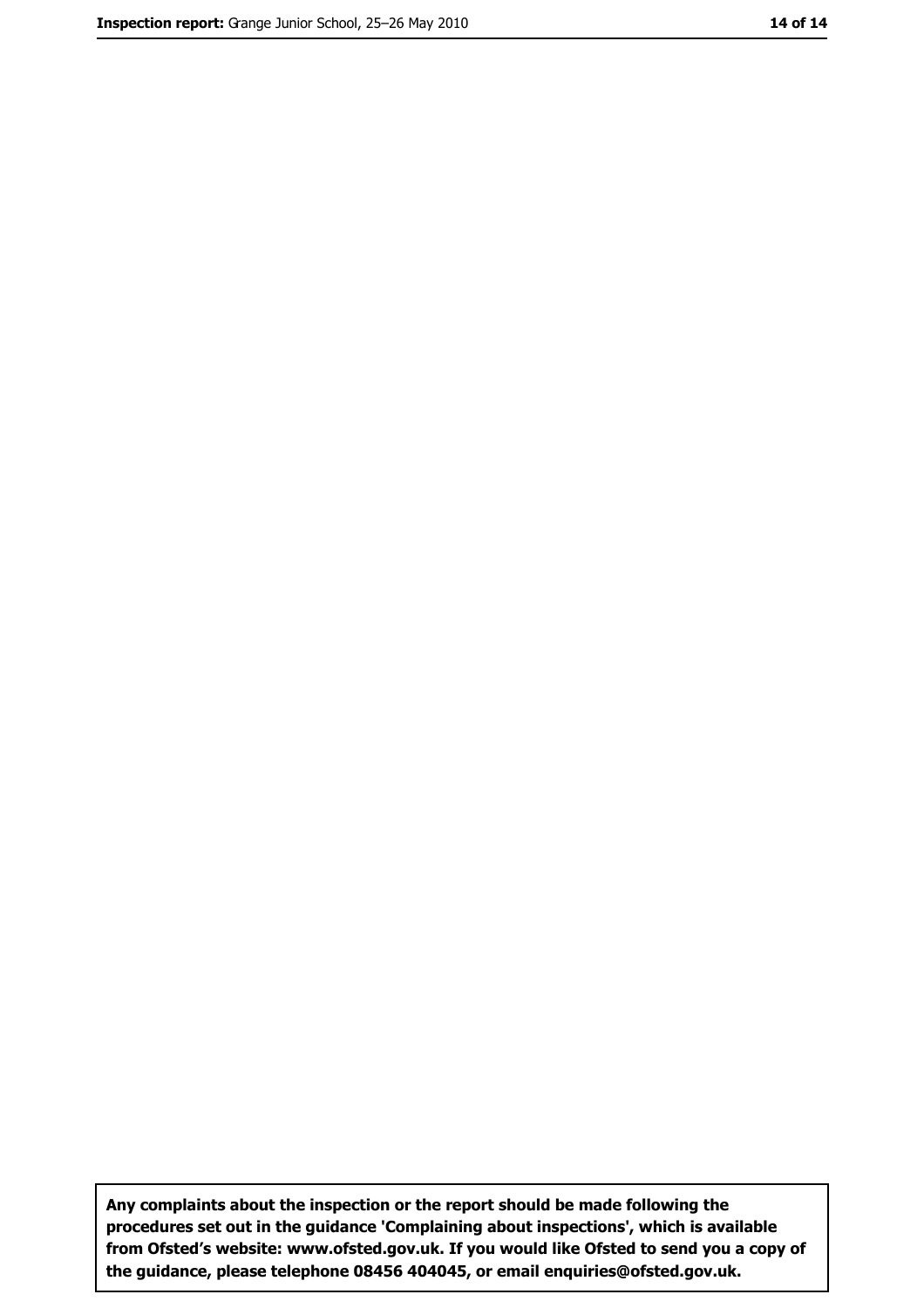**Any complaints about the inspection or the report should be made following the procedures set out in the guidance 'Complaining about inspections', which is available from Ofsted's website: www.ofsted.gov.uk. If you would like Ofsted to send you a copy of the guidance, please telephone 08456 404045, or email enquiries@ofsted.gov.uk.**